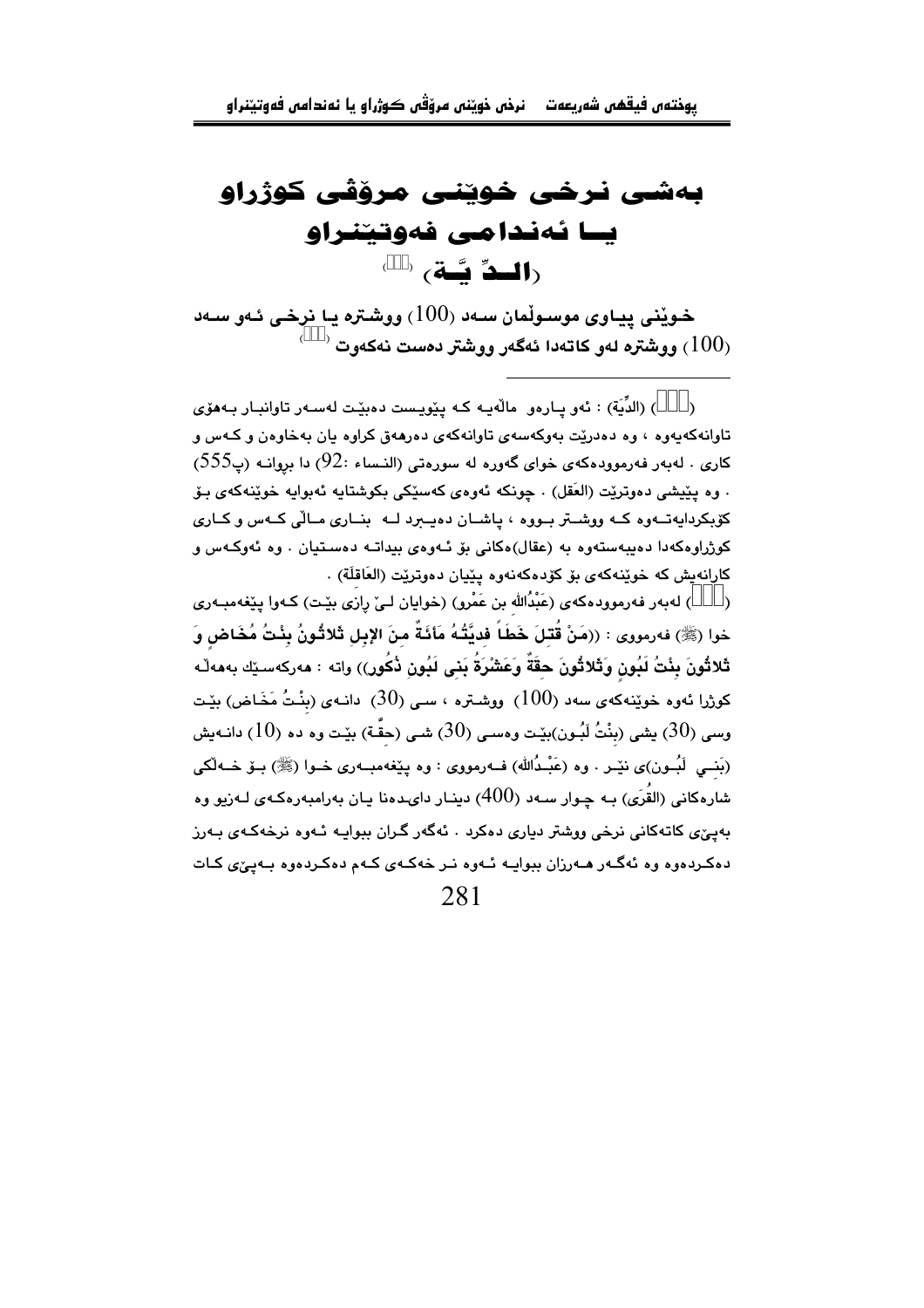# بەشی نرخی خوێنی مرۆڤی کوژراو یـا ئەندامی فەوتێنراو (الـدِّ يَّـة) [...]

**خوێنی پیاوی موسوڵمان سەد (100) ووشترە یا نرخی ئەو سەد (100) ووشترە لەو کاتەدا ئەگەر ووشتر دەست نەکەوت [...]**

---

([...]) (الدِّيَة) : ئەو پارەو ماڵەیە کە پێویست دەبێت لەسەر تاوانبار بەهۆی تاوانەکەیەوە ، وە دەدرێت بەوکەسەی تاوانەکەی دەرهەق کراوە یان بەخاوەن و کەس و کاری . لەبەر فەرموودەکەی خوای گەورە لە سورەتی (النساء :92) دا بڕوانە (پ555) . وە پێیشی دەوترێت (العَقل) . چونکە ئەوەی کەسێکی بکوشتایە ئەبوایە خوێنەکەی بۆ کۆبکردایەتەوە کە ووشتر بووە ، پاشان دەیبرد لە بناری ماڵی کەس و کاری کوژراوەکەدا دەیبەستەوە بە (عقال)ەکانی بۆ ئەوەی بیداتە دەستیان . وە ئەوکەس و کارانەیش کە خوێنەکەی بۆ کۆدەکەنەوە پێیان دەوترێت (العَاقِلَة) .

([...]) لەبەر فەرموودەکەی (عَبْدُالله بن عَمْرو) (خوایان لێ ڕازی بێت) کەوا پێغەمبەری خوا (ﷺ) فەرمووی : ((مَنْ قُتِلَ خَطَأً فدِيَّتُهُ مَائَةٌ مِنَ الإبلِ ثلاثُونُ بِنْتُ مُخَاضٍ وَ ثَلاثُونَ بِنْتُ لَبُونٍ وَثَلاثُونَ حِقَةٌ وَعَشْرَةُ بَنِى لَبُونٍ ذُكُورٍ)) واتە : هەرکەسێك بەهەڵە کوژرا ئەوە خوێنەکەی سەد (100) ووشترە ، سی (30) دانەی (بِنْتُ مَخَاض) بێت وسی (30) یشی (بِنْتُ لَبُون)بێت وەسی (30) شی (حِقَّة) بێت وە دە (10) دانەیش (بَنِي لَبُون)ی نێر . وە (عَبْدُالله) فەرمووی : وە پێغەمبەری خوا (ﷺ) بۆ خەڵکی شارەکانی (القُرَى) بە چوار سەد (400) دینار دای‌دەنا یان بەرامبەرەکەی لەزیو وە بەپێی کاتەکانی نرخی ووشتر دیاری دەکرد . ئەگەر گران ببوایە ئەوە نرخەکەی بەرز دەکردەوە وە ئەگەر هەرزان ببوایە ئەوە نر خەکەی کەم دەکردەوە بەپێی کات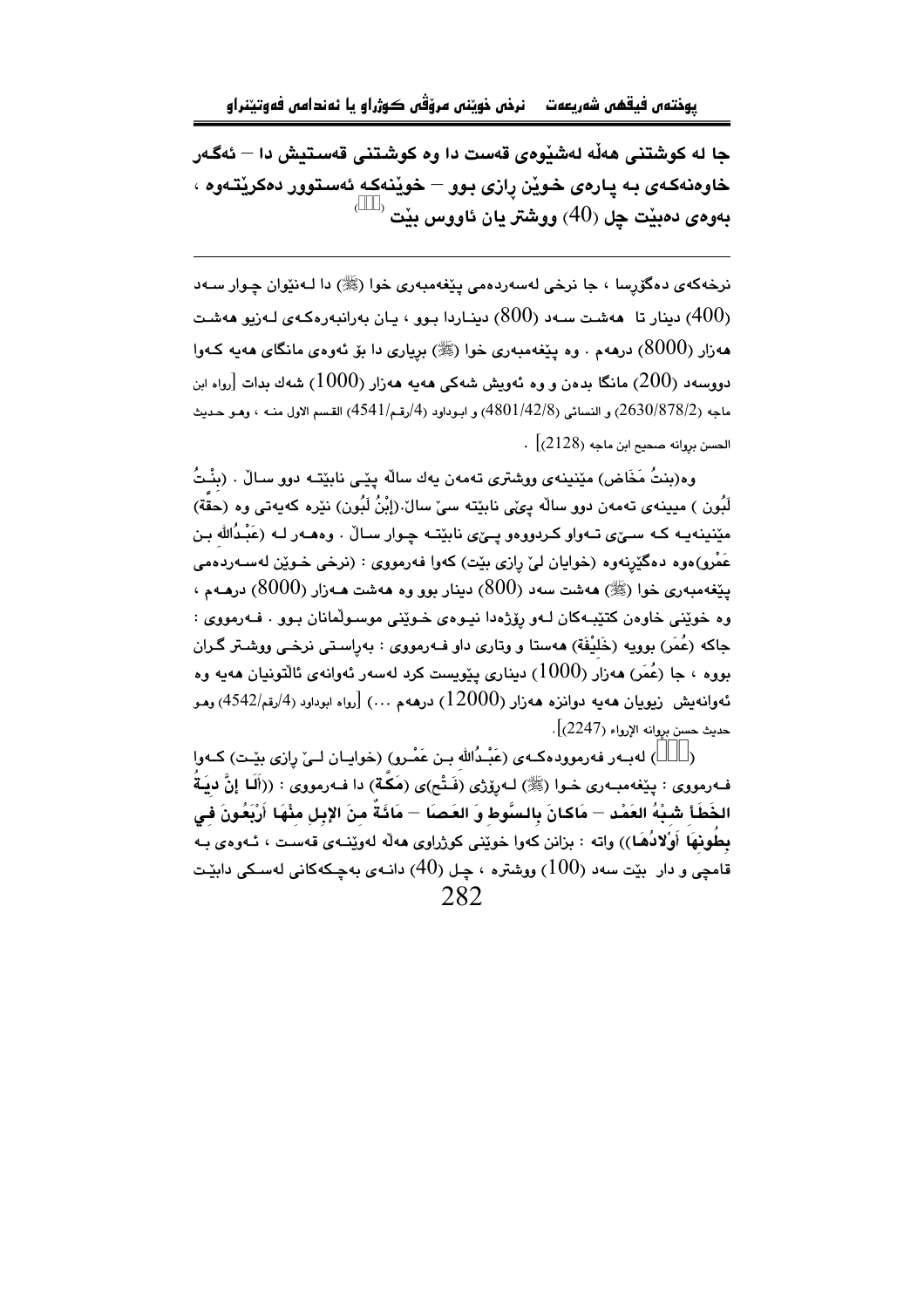**جا له كوشتنی هەڵه لەشێوەی قەست دا وە كوشتنی قەستیش دا – ئەگەر خاوەنەكەی بە پارەی خوێن ڕازی بوو – خوێنەكە ئەستوور دەكرێتەوە ، بەوەی دەبێت چل (40) ووشتر یان ئاووس بێت** ( )

---

نرخەكەی دەگۆڕسا ، جا نرخی لەسەردەمی پێغەمبەری خوا (ﷺ) دا لەنێوان چوار سەد (400) دینار تا هەشت سەد (800) دیناردا بوو ، یان بەرانبەرەكەی لەزیو هەشت هەزار (8000) درهەم . وە پێغەمبەری خوا (ﷺ) بڕیاری دا بۆ ئەوەی مانگای هەیە كەوا دووسەد (200) مانگا بدەن و وە ئەویش شەكی هەیە هەزار (1000) شەك بدات [رواه ابن ماجه (2630/878/2) و النسائي (4801/42/8) و ابوداود (4/رقم/4541) القسم الاول منه ، وهو حديث الحسن بروانه صحيح ابن ماجه (2128)] .

وە(بنتُ مَخَاض) مێنینەی ووشتری تەمەن یەك ساڵە پێی نابێتە دوو ساڵ . (بِنْتُ لَبُون ) مێینەی تەمەن دوو ساڵە پێی نابێتە سێ ساڵ.(إبْنُ لَبُون) نێرە كەیەتی وە (حقَّة) مێنینەیە كە سێی تەواو كردووەو پێی نابێتە چوار ساڵ . وەهەر لە (عَبْدُالله بن عَمْرو)ەوە دەگێڕنەوە (خوایان لێ ڕازی بێت) كەوا فەرمووی : (نرخی خوێن لەسەردەمی پێغەمبەری خوا (ﷺ) هەشت سەد (800) دینار بوو وە هەشت هەزار (8000) درهەم ، وە خوێنی خاوەن كتێبەكان لەو ڕۆژەدا نیوەی خوێنی موسوڵمانان بوو . فەرمووی : جاكە (عُمَر) بوویە (خَلِيْفَة) هەستا و وتاری داو فەرمووی : بەڕاستی نرخی ووشتر گران بووە ، جا (عُمَر) هەزار (1000) دیناری پێویست كرد لەسەر ئەوانەی ئاڵتونیان هەیە وە ئەوانەیش زیویان هەیە دوانزە هەزار (12000) درهەم ...) [رواه ابوداود (4/رقم/4542) وهو حديث حسن بروانه الإرواء (2247)].

( ) لەبەر فەرموودەكەی (عَبْدُالله بن عَمْرو) (خوایان لێ ڕازی بێت) كەوا فەرمووی : پێغەمبەری خوا (ﷺ) لەڕۆژی (فَتْح)ی (مَكَّة) دا فەرمووی : ((**أَلَا إنَّ دِيَةُ الخَطَأ شِبْهُ العَمْد – مَاكانَ بِالسَّوطِ وَ العَصَا – مَائَةٌ مِنَ الإبِلِ مِنْهَا أَرْبَعُونَ فِي بِطُونِهَا أَوْلادُهَا**)) واتە : بزانن كەوا خوێنی كوژراوی هەڵە لەوێنەی قەست ، ئەوەی بە قامچی و دار بێت سەد (100) ووشترە ، چل (40) دانەی بەچكەكانی لەسكی دابێت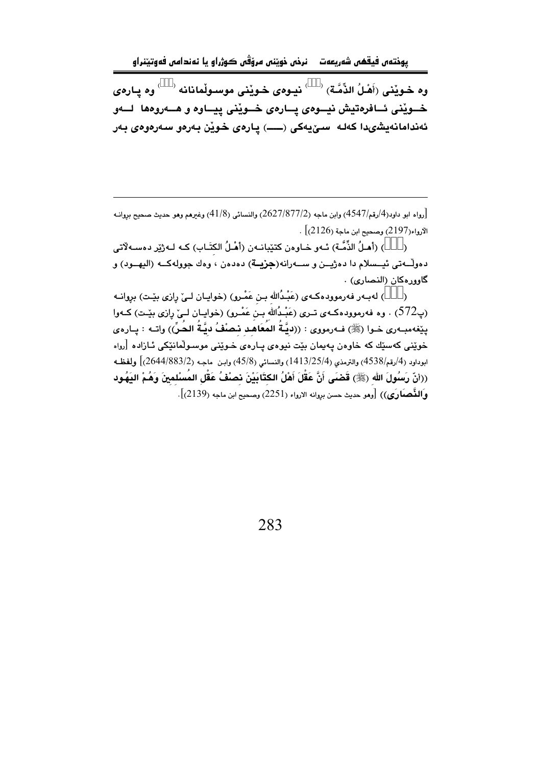وه خـوێنی (أَهْـلُ الذِّمَّـة) ([]) نیـوەی خـوێنی موسـوڵمانانه ([]) وه پـارەی خـوێنی ئـافرەتیش نیـوەی پـارەی خـوێنی پیـاوه و هـەروەها لـەو ئەندامانەیشیدا کەلە سێیەکی (ــــ) پارەی خوێن بەرەو سەرەوەی بەر

---

[رواه ابو داود(4/رقم/4547) وابن ماجه (2/877/2627) والنسائي (8/41) وغيرهم وهو حديث صحيح بروانـه الارواء(2197) وصحيح ابن ماجة (2126)] .

([]) (أهـلُ الذِّمَّـة) ئـەو خـاوەن کتێبانـەن (أَهْـلُ الكِتَـاب) کـە لـەژێر دەسـەڵاتی دەوڵـەتی ئیـسلام دا دەژیـن و سـەرانە(**جزيـة**) دەدەن ، وەك جوولەکـە (اليهـود) و گاوورەکان (النصارى) .

([]) لەبـەر فەرموودەکـەی (عَبْـدُالله بـن عَمْـرو) (خوایـان لـێ ڕازی بێـت) بروانـە (پ572) . وە فەرموودەکـەی تـری (عَبْـدُالله بـن عَمْـرو) (خوایـان لـێ ڕازی بێـت) کـەوا پێغەمبـەری خـوا (ﷺ) فـەرمووی : ((**دِيَّـةُ المُعَاهِـد نِـصْفُ دِيَّـةُ الحُـرِّ**)) واتـە : پـارەی خوێنی کەسێك کە خاوەن پەیمان بێت نیوەی پـارەی خـوێنی موسـوڵمانێکی ئـازادە [رواه ابوداود (4/رقم/4538) والترمذي (4/25/1413) والنسائي (8/45) وابـن ماجـه (2/883/2644)] ولفظـه ((**أنّ رَسُولَ اللهِ (ﷺ) قَضَى أَنَّ عَقْلَ أَهْلُ الكِتَابَيْنَ نِصْفُ عَقْلِ المُسْلِمِينَ وَهُمْ اليَهُود وَالنَّصَارَى**)) [وهو حديث حسن بروانه الارواء (2251) وصحيح ابن ماجه (2139)].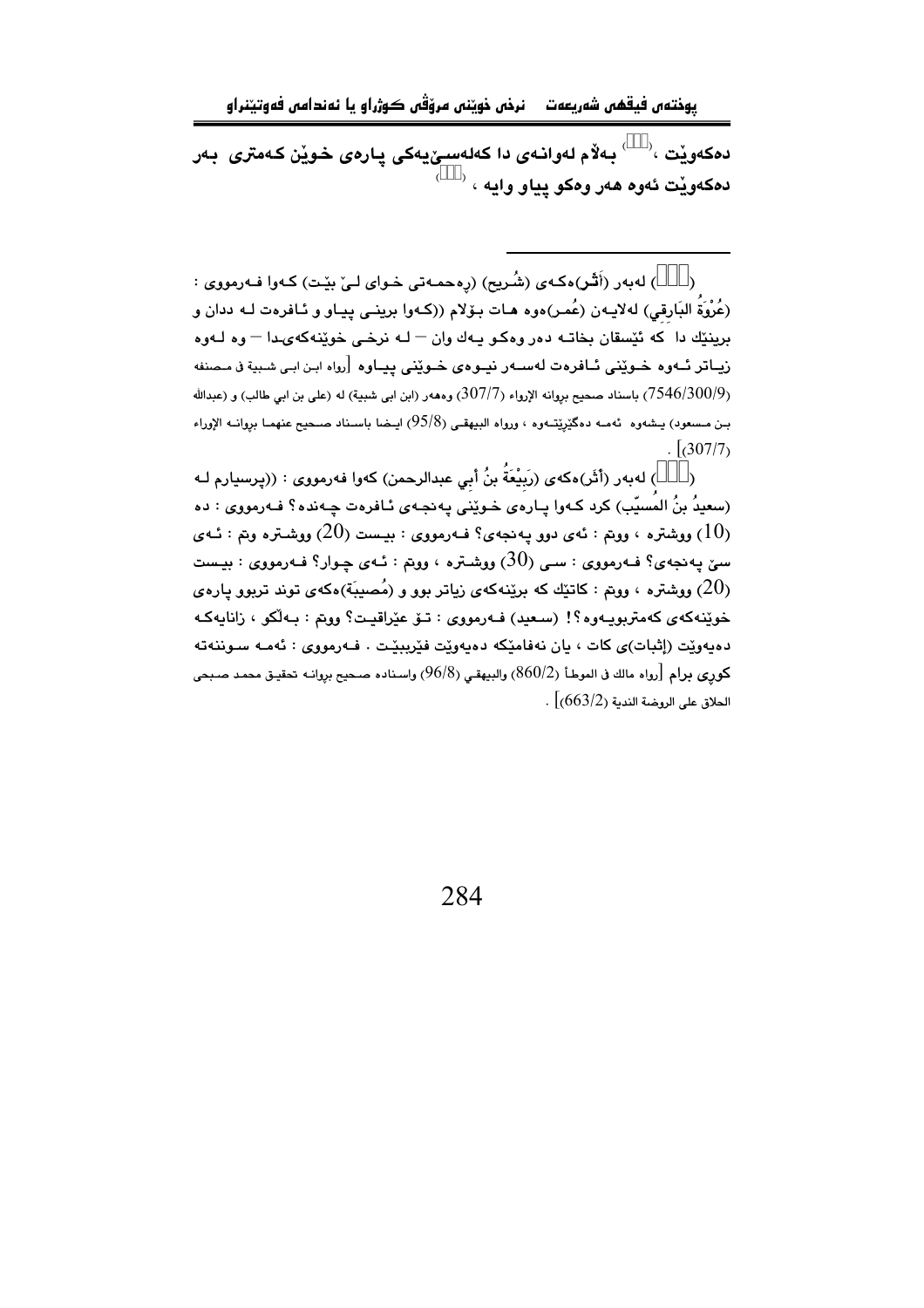دەكەوێت ،( ) بەڵام لەوانەی دا كەلەسىٚيەكى پارەی خوێن كەمترى بەر دەكەوێت ئەوە هەر وەكو پياو وايە ، ( )

---

( ) لەبەر (أَثَر)ەكەی (شُريح) (رەحمەتى خواى لىٚ بێت) كەوا فەرمووى : (عُرْوَةُ البَارِقِي) لەلايەن (عُمر)ەوە هات بۆلام ((كەوا برينى پياو و ئافرەت لە ددان و برينێك دا كە ئێسقان بخاتە دەر وەكو يەك وان — لە نرخى خوێنەكەى‌دا — وە لەوە زياتر ئەوە خوێنى ئافرەت لەسەر نيوەی خوێنی پياوە [رواه ابن ابى شيبة في مصنفه (7546/300/9) باسناد صحيح بروانه الإرواء (307/7) وەهەر (ابن ابى شيبة) له (على بن ابي طالب) و (عبدالله بن مسعود) يشەوە ئەمە دەگێرێتەوە ، ورواه البيهقي (95/8) ايضا باسناد صحيح عنهما بروانە الإوراء (307/7)] .

( ) لەبەر (أَثَر)ەكەی (رَبِيْعَةُ بنُ أَبِي عبدالرحمن) كەوا فەرمووى : ((پرسيارم لە (سعيدُ بنُ المُسيِّب) كرد كەوا پارەی خوێنى پەنجەی ئافرەت چەندە؟ فەرمووى : دە (10) ووشترە ، ووتم : ئەی دوو پەنجەی؟ فەرمووى : بيست (20) ووشترە وتم : ئەی سێ پەنجەی؟ فەرمووى : سى (30) ووشترە ، ووتم : ئەی چوار؟ فەرمووى : بيست (20) ووشترە ، ووتم : كاتێك كە برينەكەی زياتر بوو و (مُصيبَة)ەكەی توند تربوو پارەی خوێنەكەی كەمتربويەوە؟! (سعيد) فەرمووى : تۆ عێراقيت؟ ووتم : بەڵكو ، زانايەكە دەيەوێت (إثبات)ی كات ، يان نەفامێكە دەيەوێت فێرببێت . فەرمووى : ئەمە سوننەتە كوڕی برام [رواه مالك في الموطأ (860/2) والبيهقي (96/8) واسناده صحيح بروانە تحقيق محمد صبحى الحلاق على الروضة الندية (663/2)] .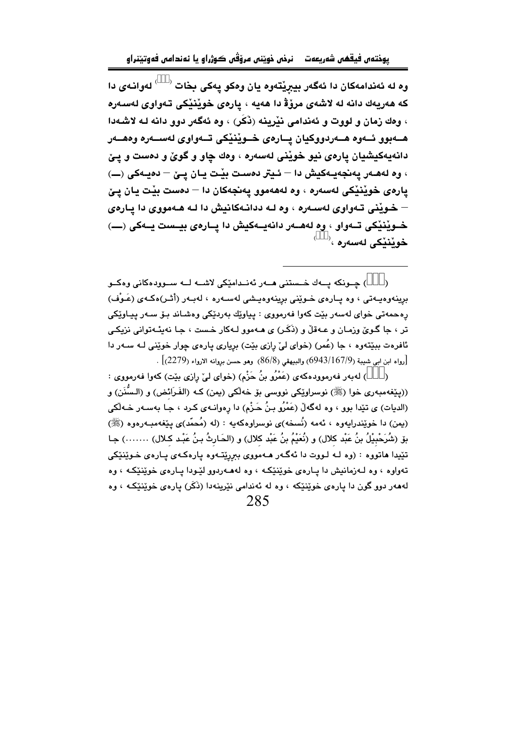وه له ئهندامهكان دا ئهگهر ببرِێتهوه یان وهكو یهكی بخات [] لهوانهی دا كه ههریهك دانه له لاشهی مرۆڤ دا ههیه ، پارهی خوێنێكی تهواوی لهسهره ، وهك زمان و لووت و ئهندامی نێرینه (ذَكَر) ، وه ئهگهر دوو دانه له لاشهدا ههبوو ئهوه ههردووكیان پارهی خوێنێكی تهواوی لهسهره وهههر دانهیهكیشیان پارهی نیو خوێنی لهسهره ، وهك چاو و گوێ و دهست و پێ ، وه لهههر پهنجهیهكیش دا – ئیتر دهست بێت یان پێ – دهیهكی (—) پارهی خوێنێكی لهسهره ، وه لهههموو پهنجهكان دا – دهست بێت یان پێ – خوێنی تهواوی لهسهره ، وه له ددانهكانیش دا له ههمووی دا پارهی خوێنێكی تهواو ، وه لهههر دانهیهكیش دا پارهی بیست یهكی (—) خوێنێكی لهسهره ، []

---

([]) چونكه یهك خستنی ههر ئهندامێكی لاشه له سوودهكانی وهكو بڕینهوهیهتی ، وه پارهی خوێنی بڕینهوهیشی لهسهره ، لهبهر (أثر)هكهی (عَوْف) رهحمهتی خوای لهسهر بێت كهوا فهرمووی : پیاوێك بهردێكی وهشاند بۆ سهر پیاوێكی تر ، جا گوێ وزمان و عهقڵ و (ذَكَر) ی ههموو لهكار خست ، جا نهیئهتوانی نزیكی ئافرهت ببێتهوه ، جا (عُمر) (خوای لێ رازی بێت) بڕیاری پارهی چوار خوێنی له سهر دا [رواه ابن ابي شيبة (6943/167/9) والبيهقي (86/8) وهو حسن بروانه الارواء (2279)] .

([]) لهبهر فهرموودهكهی (عَمْرُو بنُ حَزْم) (خوای لێ رازی بێت) كهوا فهرمووی : ((پێغهمبهری خوا (ﷺ) نوسراوێكی نووسی بۆ خهڵكی (یمن) كه (الفَرَائض) و (السُّنَن) و (الديات) ی تێدا بوو ، وه لهگهڵ (عَمْرُو بنُ حَزْم) دا رهوانهی كرد ، جا بهسهر خهڵكی (یمن) دا خوێندرایهوه ، ئهمه (نُسخه)ی نوسراوهكهیه : (له (مُحمّد)ی پێغهمبهرهوه (ﷺ) بۆ (شُرَحْبِيْلُ بنُ عَبْد كلال) و (نُعَيْمُ بنُ عَبْد كلال) و (الحَارثُ بنُ عَبْد كلال) ........) جا تێیدا هاتووه : (وه له لووت دا ئهگهر ههمووی ببڕێتهوه پارهكهی پارهی خوێنێكی تهواوه ، وه لهزمانیش دا پارهی خوێنێكه ، وه لهههردوو لێودا پارهی خوێنێكه ، وه لهههر دوو گون دا پارهی خوێنێكه ، وه له ئهندامی نێرینهدا (ذَكَر) پارهی خوێنێكه ، وه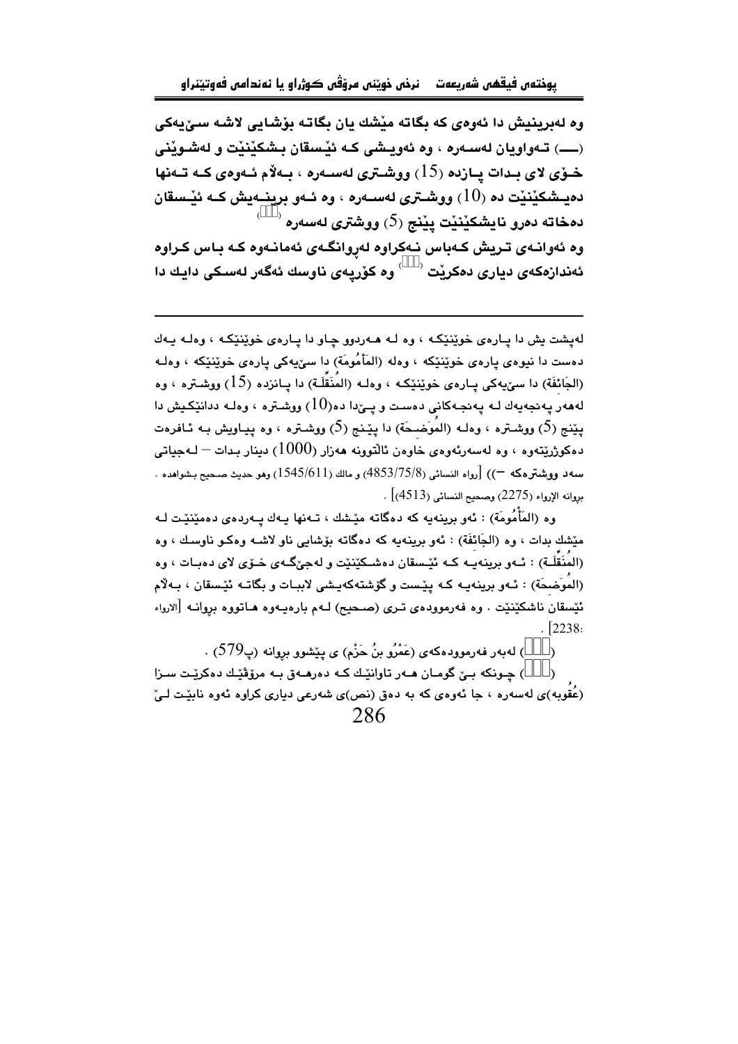وە لەبرینیش دا ئەوەی کە بگاتە مێشك یان بگاتە بۆشایی لاشە سێیەکی (ـــ) تـەواویان لەسـەرە ، وە ئەویـشی کـە ئێـسقان بـشکێنێت و لەشـوێنی خـۆی لای بـدات پـازدە (15) ووشـتری لەسـەرە ، بـەڵام ئـەوەی کـە تـەنها دەیـشکێنێت دە (10) ووشـتری لەسـەرە ، وە ئـەو برینـەیش کـە ئێـسقان دەخاتە دەرو نایشکێنێت پێنج (5) ووشتری لەسەرە ([]).

وە ئەوانـەی تـریش کـەباس نـەکراوە لەڕوانگـەی ئەمانـەوە کـە بـاس کـراوە ئەندازەکەی دیاری دەکرێت ([]) وە کۆرپەی ناوسك ئەگەر لەسـکی دایك دا

---

لەپشت یش دا پـارەی خوێنێکـە ، وە لـە هـەردوو چـاو دا پـارەی خوێنێکـە ، وەلـە یـەك دەست دا نیوەی پارەی خوێنێکە ، وەلە (المَأْمُومَة) دا سێیەکی پارەی خوێنێکە ، وەلـە (الجَائِفَة) دا سێیەکی پـارەی خوێنێکـە ، وەلـە (المُنَقِّلَـة) دا پـانزدە (15) ووشـترە ، وە لەهەر پەنجەیەك لـە پەنجـەکانی دەسـت و پـێدا دە(10) ووشـترە ، وەلـە ددانێکـیش دا پێنج (5) ووشـترە ، وەلـە (المُوضِحَة) دا پێـنج (5) ووشـترە ، وە پیـاویش بـە ئـافرەت دەکوژرێتەوە ، وە لەسەرئەوەی خاوەن ئاڵتوونە هەزار (1000) دینار بـدات – لـەجیاتی سەد ووشترەکە –)) [رواه النسائی (4853/75/8) و مالك (1545/611) وهو حدیث صحیح بشواهده . بڕوانە الإرواء (2275) وصحیح النسائی (4513)] .

وە (المَأْمُومَة) : ئەو برینەیە کە دەگاتە مێشك ، تـەنها یـەك پـەردەی دەمێنێـت لـە مێشك بدات ، وە (الجَائِفَة) : ئەو برینەیە کە دەگاتە بۆشایی ناو لاشـە وەکـو ناوسـك ، وە (المُنَقِّلَـة) : ئـەو برینەیـە کـە ئێـسقان دەشـکێنێت و لەجێگـەی خـۆی لای دەبـات ، وە (المُوضِحَة) : ئـەو برینەیـە کـە پێـست و گۆشتەکەیـشی لاببـات و بگاتـە ئێـسقان ، بـەڵام ئێسقان ناشکێنێت . وە فەرموودەی تـری (صـحیح) لـەم بارەیـەوە هـاتووە بڕوانـە [الارواء 2238] .

([]) لەبەر فەرموودەکەی (عَمْرُو بنُ حَزْم) ی پێشوو بڕوانە (پ579) .

([]) چـونکە بـێ گومـان هـەر تاوانێـك کـە دەرهـەق بـە مرۆڤێـك دەکرێـت سـزا (عُقُوبە)ی لەسەرە ، جا ئەوەی کە بە دەق (نص)ی شەرعی دیاری کراوە ئەوە نابێـت لـێ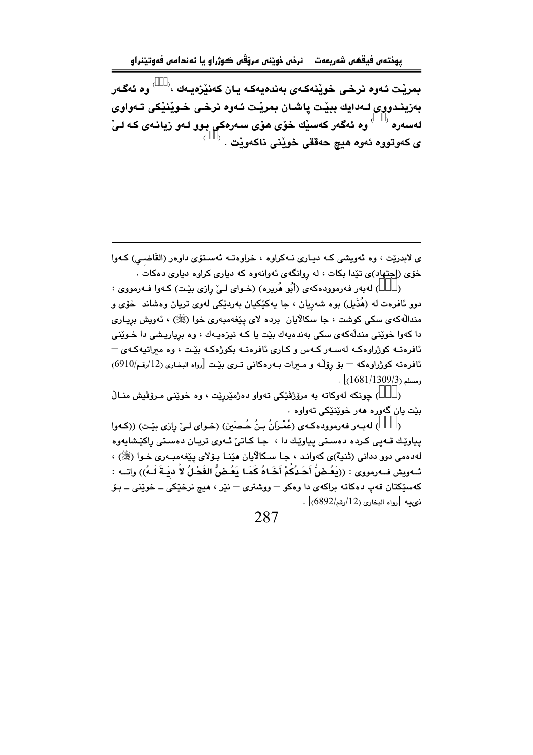بمرێت ئەوە نرخی خوێنەکەی بەندەیەکە یان کەنێزەیەك ،(   ) وە ئەگەر بەزیندووی لەدایك ببێت پاشان بمرێت ئەوە نرخی خوێنێکی تەواوی لەسەرە (   ) وە ئەگەر کەسێك خۆی هۆی سەرەکی بوو لەو زیانەی کە لێ ی کەوتووە ئەوە هیچ حەققی خوێنی ناکەوێت .(   )

---

ی لابدرێت ، وە ئەویشی کە دیاری نەکراوە ، خراوەتە ئەستۆی داوەر (القَاضِي) کەوا خۆی (اِجتِهاد)ی تێدا بکات ، لە روانگەی ئەوانەوە کە دیاری کراوە دیاری دەکات .

(   ) لەبەر فەرموودەکەی (أَبُو هُرِيره) (خـوای لـێ رازی بێـت) کـەوا فـەرمووی : دوو ئافرەت لە (هُذَيل) بوە شەڕیان ، جا یەکێکیان بەردێکی لەوی تریان وەشاند خۆی و منداڵەکەی سکی کوشت ، جا سکاڵایان برده لای پێغەمبەری خوا (ﷺ) ، ئەویش بڕیـاری دا کەوا خوێنی منداڵەکەی سکی بەندەیەك بێت یا کـە نیزەیـەك ، وە بڕیاریـشی دا خـوێنی ئافرەتـە کوژراوەکـە لەسـەر کـەس و کـاری ئافرەتـە بکوژەکـە بێـت ، وە میراتیەکـەی — ئافرەتە کوژراوەکە — بۆ ڕۆڵە و میرات بـەرەکانی تـری بێـت [رواه البخـاری (12/رقـم/6910) ومسلم (1681/1309/3)] .

(   ) چونکە لەوکاتە بە مرۆڤێکی تەواو دەژمێررێت ، وە خوێنی مـرۆڤیش منـاڵ بێت یان گەورە هەر خوێنێکی تەواوە .

(   ) لەبـەر فەرموودەکـەی (عُمْـرَانُ بـنُ حُـصَيْن) (خـوای لـێ ڕازی بێـت) ((کـەوا پیاوێك قـەپی کردە دەسـتی پیاوێك دا ، جـا کـاتێ ئـەوی تریـان دەسـتی ڕاکێـشایەوە لەدەمی دوو ددانی (ثَنية)ی کەوانـد ، جـا سـکاڵایان هێنـا بـۆلای پێغەمبـەری خـوا (ﷺ) ، ئـەویش فـەرمووی : ((يَعُـضُّ أَحَـدُكُمْ أَخَـاهُ كَمَـا يَعُـضُّ الفَحْـلُ لاَ دِيَـةَ لَـهُ)) واتـە : کەسێکتان قەپ دەکاتە براکەی دا وەکو — ووشتری — نێر ، هیچ نرخێکی ــ خوێنی ــ بۆ نییە [رواه البخاری (12/رقم/6892)] .